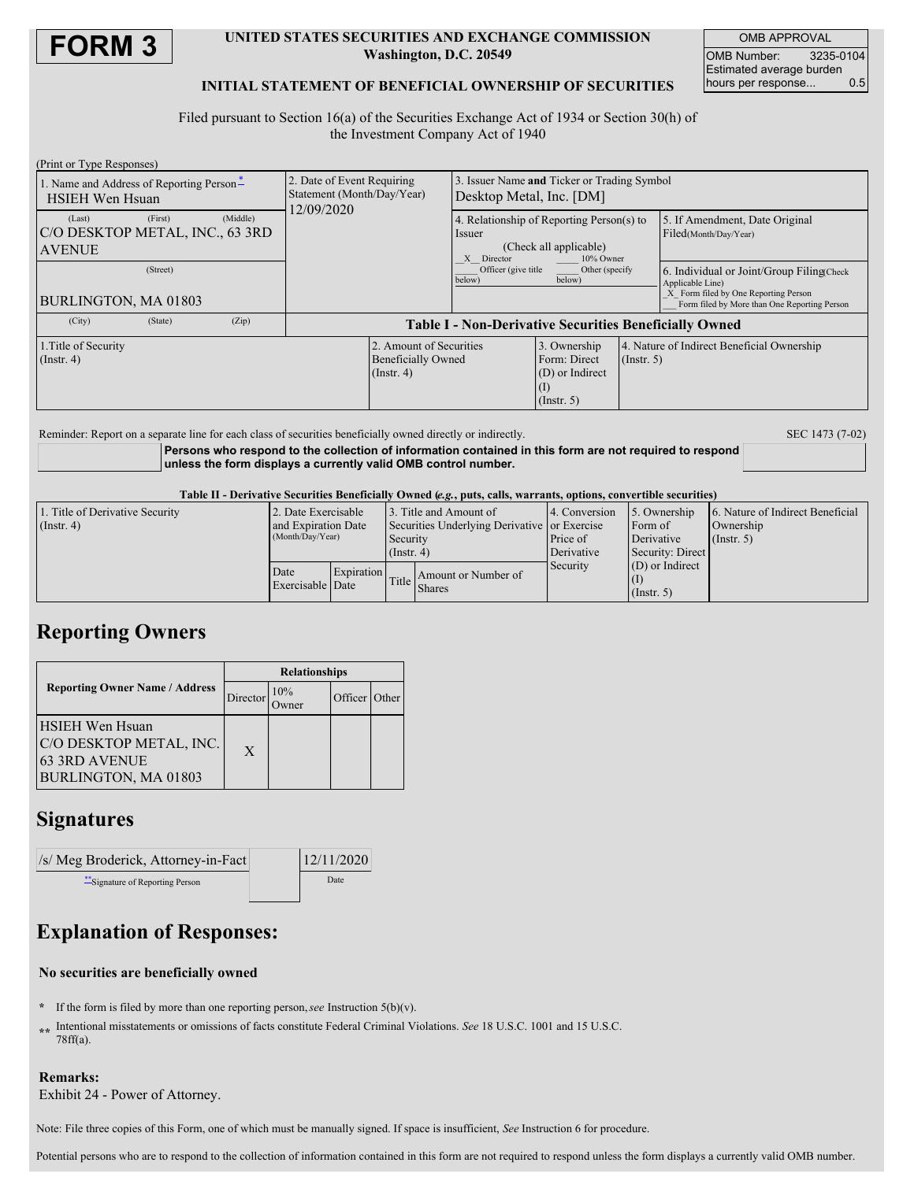# FORM 3

**UNITED STATES SECURITIES AND EXCHANGE COMMISSION**
**Washington, D.C. 20549**

**INITIAL STATEMENT OF BENEFICIAL OWNERSHIP OF SECURITIES**

| OMB APPROVAL | |
|---|---|
| OMB Number: | 3235-0104 |
| Estimated average burden hours per response... | 0.5 |

Filed pursuant to Section 16(a) of the Securities Exchange Act of 1934 or Section 30(h) of the Investment Company Act of 1940

(Print or Type Responses)

| 1. Name and Address of Reporting Person* | 2. Date of Event Requiring Statement (Month/Day/Year) | 3. Issuer Name and Ticker or Trading Symbol |
|---|---|---|
| HSIEH Wen Hsuan | 12/09/2020 | Desktop Metal, Inc. [DM] |
| (Last) (First) (Middle) C/O DESKTOP METAL, INC., 63 3RD AVENUE | | 4. Relationship of Reporting Person(s) to Issuer (Check all applicable) _X_ Director ___ 10% Owner ___ Officer (give title below) ___ Other (specify below) |
| (Street) | | 5. If Amendment, Date Original Filed(Month/Day/Year) |
| BURLINGTON, MA 01803 | | 6. Individual or Joint/Group Filing(Check Applicable Line) _X_ Form filed by One Reporting Person ___ Form filed by More than One Reporting Person |
| (City) (State) (Zip) | | |

**Table I - Non-Derivative Securities Beneficially Owned**

| 1.Title of Security (Instr. 4) | 2. Amount of Securities Beneficially Owned (Instr. 4) | 3. Ownership Form: Direct (D) or Indirect (I) (Instr. 5) | 4. Nature of Indirect Beneficial Ownership (Instr. 5) |
|---|---|---|---|

Reminder: Report on a separate line for each class of securities beneficially owned directly or indirectly.

SEC 1473 (7-02)

**Persons who respond to the collection of information contained in this form are not required to respond unless the form displays a currently valid OMB control number.**

**Table II - Derivative Securities Beneficially Owned (*e.g.*, puts, calls, warrants, options, convertible securities)**

| 1. Title of Derivative Security (Instr. 4) | 2. Date Exercisable and Expiration Date (Month/Day/Year) | | 3. Title and Amount of Securities Underlying Derivative Security (Instr. 4) | | 4. Conversion or Exercise Price of Derivative Security | 5. Ownership Form of Derivative Security: Direct (D) or Indirect (I) (Instr. 5) | 6. Nature of Indirect Beneficial Ownership (Instr. 5) |
|---|---|---|---|---|---|---|---|
| | Date Exercisable | Expiration Date | Title | Amount or Number of Shares | | | |

## Reporting Owners

| Reporting Owner Name / Address | Relationships | | | |
|---|---|---|---|---|
| | Director | 10% Owner | Officer | Other |
| HSIEH Wen Hsuan C/O DESKTOP METAL, INC. 63 3RD AVENUE BURLINGTON, MA 01803 | X | | | |

## Signatures

| /s/ Meg Broderick, Attorney-in-Fact | 12/11/2020 |
|---|---|
| **Signature of Reporting Person | Date |

## Explanation of Responses:

**No securities are beneficially owned**

\* If the form is filed by more than one reporting person, *see* Instruction 5(b)(v).

\*\* Intentional misstatements or omissions of facts constitute Federal Criminal Violations. *See* 18 U.S.C. 1001 and 15 U.S.C. 78ff(a).

**Remarks:**
Exhibit 24 - Power of Attorney.

Note: File three copies of this Form, one of which must be manually signed. If space is insufficient, *See* Instruction 6 for procedure.

Potential persons who are to respond to the collection of information contained in this form are not required to respond unless the form displays a currently valid OMB number.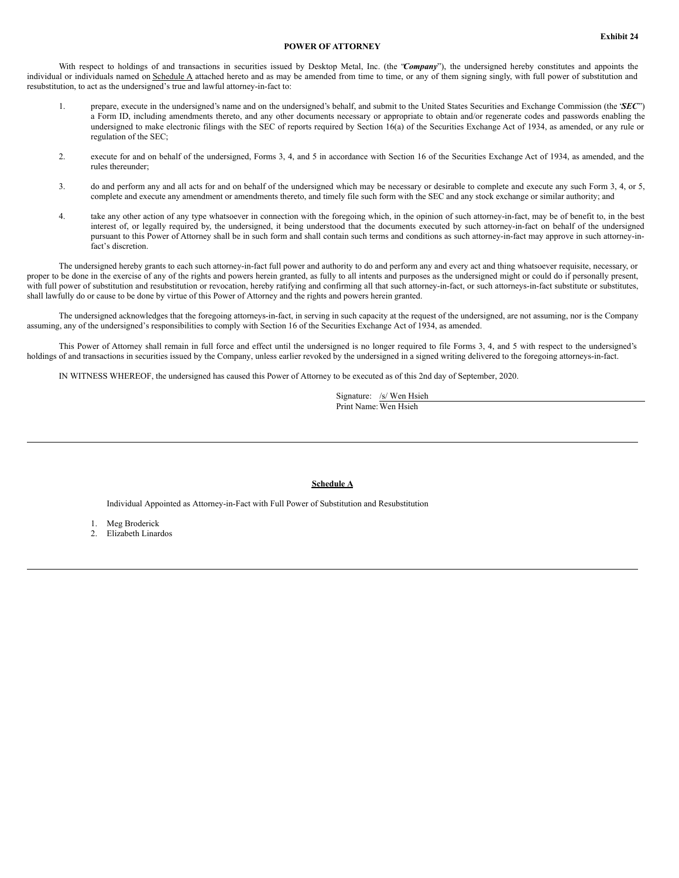Exhibit 24

**POWER OF ATTORNEY**

With respect to holdings of and transactions in securities issued by Desktop Metal, Inc. (the "***Company***"), the undersigned hereby constitutes and appoints the individual or individuals named on Schedule A attached hereto and as may be amended from time to time, or any of them signing singly, with full power of substitution and resubstitution, to act as the undersigned's true and lawful attorney-in-fact to:

1. prepare, execute in the undersigned's name and on the undersigned's behalf, and submit to the United States Securities and Exchange Commission (the "***SEC***") a Form ID, including amendments thereto, and any other documents necessary or appropriate to obtain and/or regenerate codes and passwords enabling the undersigned to make electronic filings with the SEC of reports required by Section 16(a) of the Securities Exchange Act of 1934, as amended, or any rule or regulation of the SEC;

2. execute for and on behalf of the undersigned, Forms 3, 4, and 5 in accordance with Section 16 of the Securities Exchange Act of 1934, as amended, and the rules thereunder;

3. do and perform any and all acts for and on behalf of the undersigned which may be necessary or desirable to complete and execute any such Form 3, 4, or 5, complete and execute any amendment or amendments thereto, and timely file such form with the SEC and any stock exchange or similar authority; and

4. take any other action of any type whatsoever in connection with the foregoing which, in the opinion of such attorney-in-fact, may be of benefit to, in the best interest of, or legally required by, the undersigned, it being understood that the documents executed by such attorney-in-fact on behalf of the undersigned pursuant to this Power of Attorney shall be in such form and shall contain such terms and conditions as such attorney-in-fact may approve in such attorney-in-fact's discretion.

The undersigned hereby grants to each such attorney-in-fact full power and authority to do and perform any and every act and thing whatsoever requisite, necessary, or proper to be done in the exercise of any of the rights and powers herein granted, as fully to all intents and purposes as the undersigned might or could do if personally present, with full power of substitution and resubstitution or revocation, hereby ratifying and confirming all that such attorney-in-fact, or such attorneys-in-fact substitute or substitutes, shall lawfully do or cause to be done by virtue of this Power of Attorney and the rights and powers herein granted.

The undersigned acknowledges that the foregoing attorneys-in-fact, in serving in such capacity at the request of the undersigned, are not assuming, nor is the Company assuming, any of the undersigned's responsibilities to comply with Section 16 of the Securities Exchange Act of 1934, as amended.

This Power of Attorney shall remain in full force and effect until the undersigned is no longer required to file Forms 3, 4, and 5 with respect to the undersigned's holdings of and transactions in securities issued by the Company, unless earlier revoked by the undersigned in a signed writing delivered to the foregoing attorneys-in-fact.

IN WITNESS WHEREOF, the undersigned has caused this Power of Attorney to be executed as of this 2nd day of September, 2020.

Signature: /s/ Wen Hsieh
Print Name: Wen Hsieh

---

**Schedule A**

Individual Appointed as Attorney-in-Fact with Full Power of Substitution and Resubstitution

1. Meg Broderick
2. Elizabeth Linardos